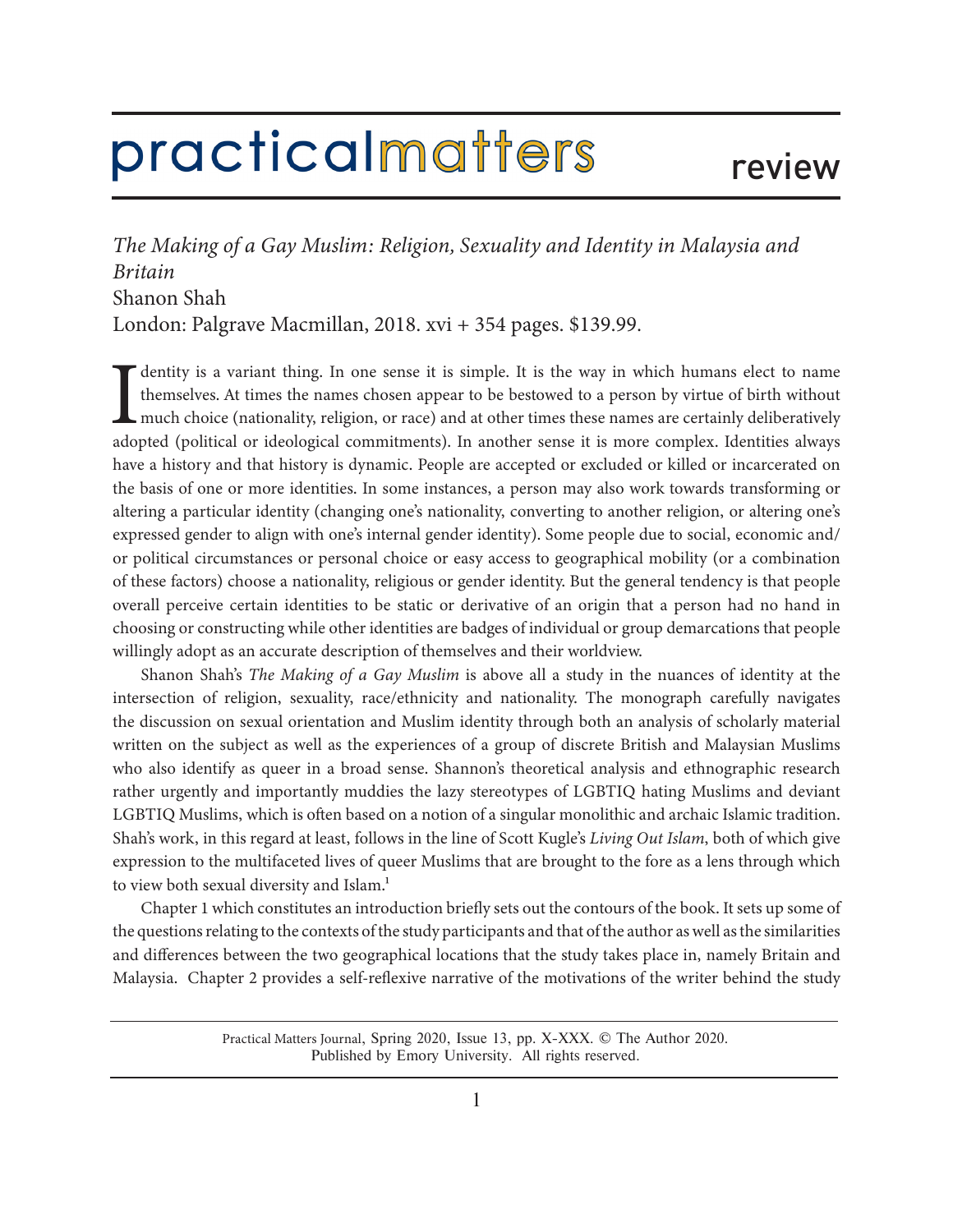# practicalmatters review

*The Making of a Gay Muslim: Religion, Sexuality and Identity in Malaysia and Britain*
Shanon Shah
London: Palgrave Macmillan, 2018. xvi + 354 pages. $139.99.

Identity is a variant thing. In one sense it is simple. It is the way in which humans elect to name themselves. At times the names chosen appear to be bestowed to a person by virtue of birth without much choice (nationality, religion, or race) and at other times these names are certainly deliberatively adopted (political or ideological commitments). In another sense it is more complex. Identities always have a history and that history is dynamic. People are accepted or excluded or killed or incarcerated on the basis of one or more identities. In some instances, a person may also work towards transforming or altering a particular identity (changing one's nationality, converting to another religion, or altering one's expressed gender to align with one's internal gender identity). Some people due to social, economic and/or political circumstances or personal choice or easy access to geographical mobility (or a combination of these factors) choose a nationality, religious or gender identity. But the general tendency is that people overall perceive certain identities to be static or derivative of an origin that a person had no hand in choosing or constructing while other identities are badges of individual or group demarcations that people willingly adopt as an accurate description of themselves and their worldview.

Shanon Shah's *The Making of a Gay Muslim* is above all a study in the nuances of identity at the intersection of religion, sexuality, race/ethnicity and nationality. The monograph carefully navigates the discussion on sexual orientation and Muslim identity through both an analysis of scholarly material written on the subject as well as the experiences of a group of discrete British and Malaysian Muslims who also identify as queer in a broad sense. Shannon's theoretical analysis and ethnographic research rather urgently and importantly muddies the lazy stereotypes of LGBTIQ hating Muslims and deviant LGBTIQ Muslims, which is often based on a notion of a singular monolithic and archaic Islamic tradition. Shah's work, in this regard at least, follows in the line of Scott Kugle's *Living Out Islam*, both of which give expression to the multifaceted lives of queer Muslims that are brought to the fore as a lens through which to view both sexual diversity and Islam.[1]

Chapter 1 which constitutes an introduction briefly sets out the contours of the book. It sets up some of the questions relating to the contexts of the study participants and that of the author as well as the similarities and differences between the two geographical locations that the study takes place in, namely Britain and Malaysia. Chapter 2 provides a self-reflexive narrative of the motivations of the writer behind the study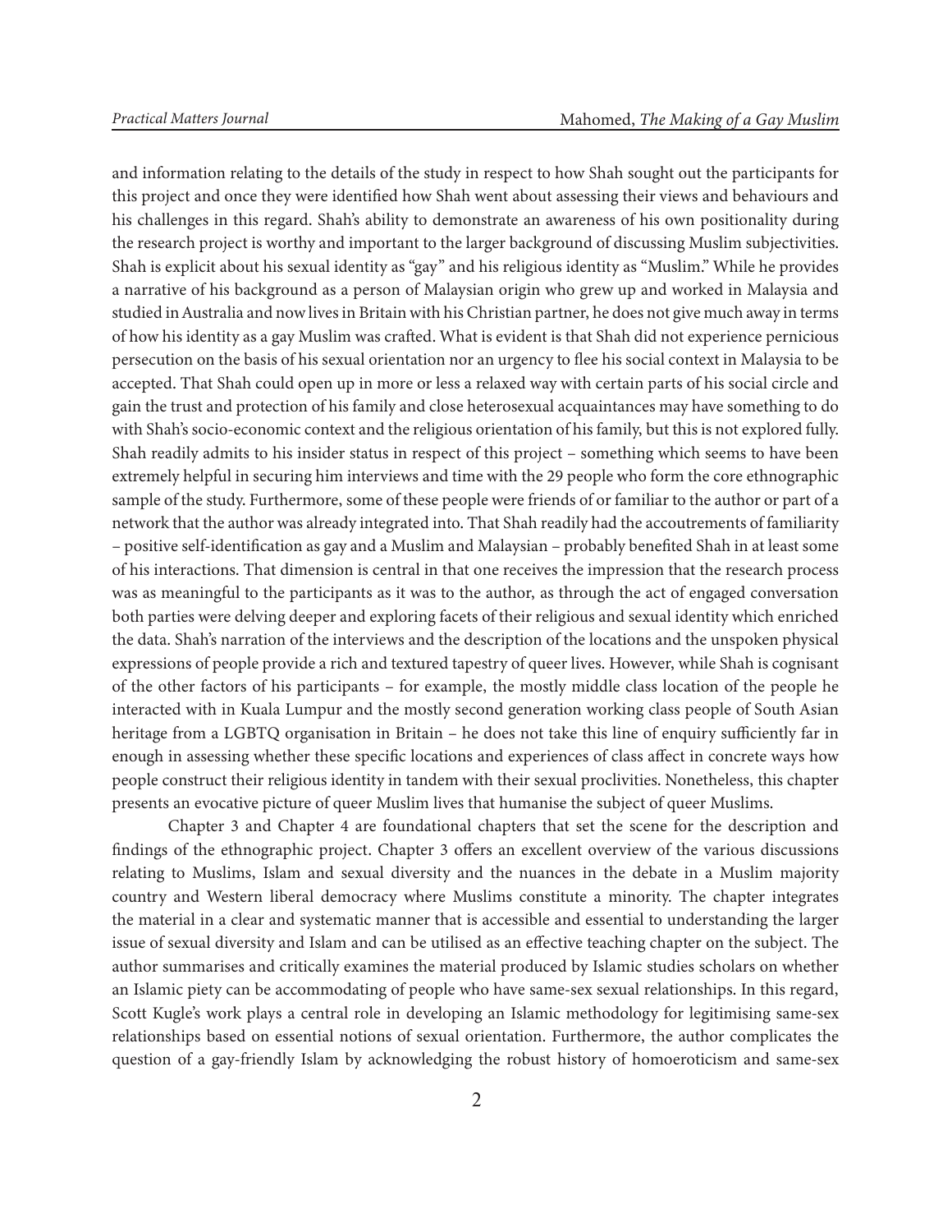and information relating to the details of the study in respect to how Shah sought out the participants for this project and once they were identified how Shah went about assessing their views and behaviours and his challenges in this regard. Shah's ability to demonstrate an awareness of his own positionality during the research project is worthy and important to the larger background of discussing Muslim subjectivities. Shah is explicit about his sexual identity as "gay" and his religious identity as "Muslim." While he provides a narrative of his background as a person of Malaysian origin who grew up and worked in Malaysia and studied in Australia and now lives in Britain with his Christian partner, he does not give much away in terms of how his identity as a gay Muslim was crafted. What is evident is that Shah did not experience pernicious persecution on the basis of his sexual orientation nor an urgency to flee his social context in Malaysia to be accepted. That Shah could open up in more or less a relaxed way with certain parts of his social circle and gain the trust and protection of his family and close heterosexual acquaintances may have something to do with Shah's socio-economic context and the religious orientation of his family, but this is not explored fully. Shah readily admits to his insider status in respect of this project – something which seems to have been extremely helpful in securing him interviews and time with the 29 people who form the core ethnographic sample of the study. Furthermore, some of these people were friends of or familiar to the author or part of a network that the author was already integrated into. That Shah readily had the accoutrements of familiarity – positive self-identification as gay and a Muslim and Malaysian – probably benefited Shah in at least some of his interactions. That dimension is central in that one receives the impression that the research process was as meaningful to the participants as it was to the author, as through the act of engaged conversation both parties were delving deeper and exploring facets of their religious and sexual identity which enriched the data. Shah's narration of the interviews and the description of the locations and the unspoken physical expressions of people provide a rich and textured tapestry of queer lives. However, while Shah is cognisant of the other factors of his participants – for example, the mostly middle class location of the people he interacted with in Kuala Lumpur and the mostly second generation working class people of South Asian heritage from a LGBTQ organisation in Britain – he does not take this line of enquiry sufficiently far in enough in assessing whether these specific locations and experiences of class affect in concrete ways how people construct their religious identity in tandem with their sexual proclivities. Nonetheless, this chapter presents an evocative picture of queer Muslim lives that humanise the subject of queer Muslims.

Chapter 3 and Chapter 4 are foundational chapters that set the scene for the description and findings of the ethnographic project. Chapter 3 offers an excellent overview of the various discussions relating to Muslims, Islam and sexual diversity and the nuances in the debate in a Muslim majority country and Western liberal democracy where Muslims constitute a minority. The chapter integrates the material in a clear and systematic manner that is accessible and essential to understanding the larger issue of sexual diversity and Islam and can be utilised as an effective teaching chapter on the subject. The author summarises and critically examines the material produced by Islamic studies scholars on whether an Islamic piety can be accommodating of people who have same-sex sexual relationships. In this regard, Scott Kugle's work plays a central role in developing an Islamic methodology for legitimising same-sex relationships based on essential notions of sexual orientation. Furthermore, the author complicates the question of a gay-friendly Islam by acknowledging the robust history of homoeroticism and same-sex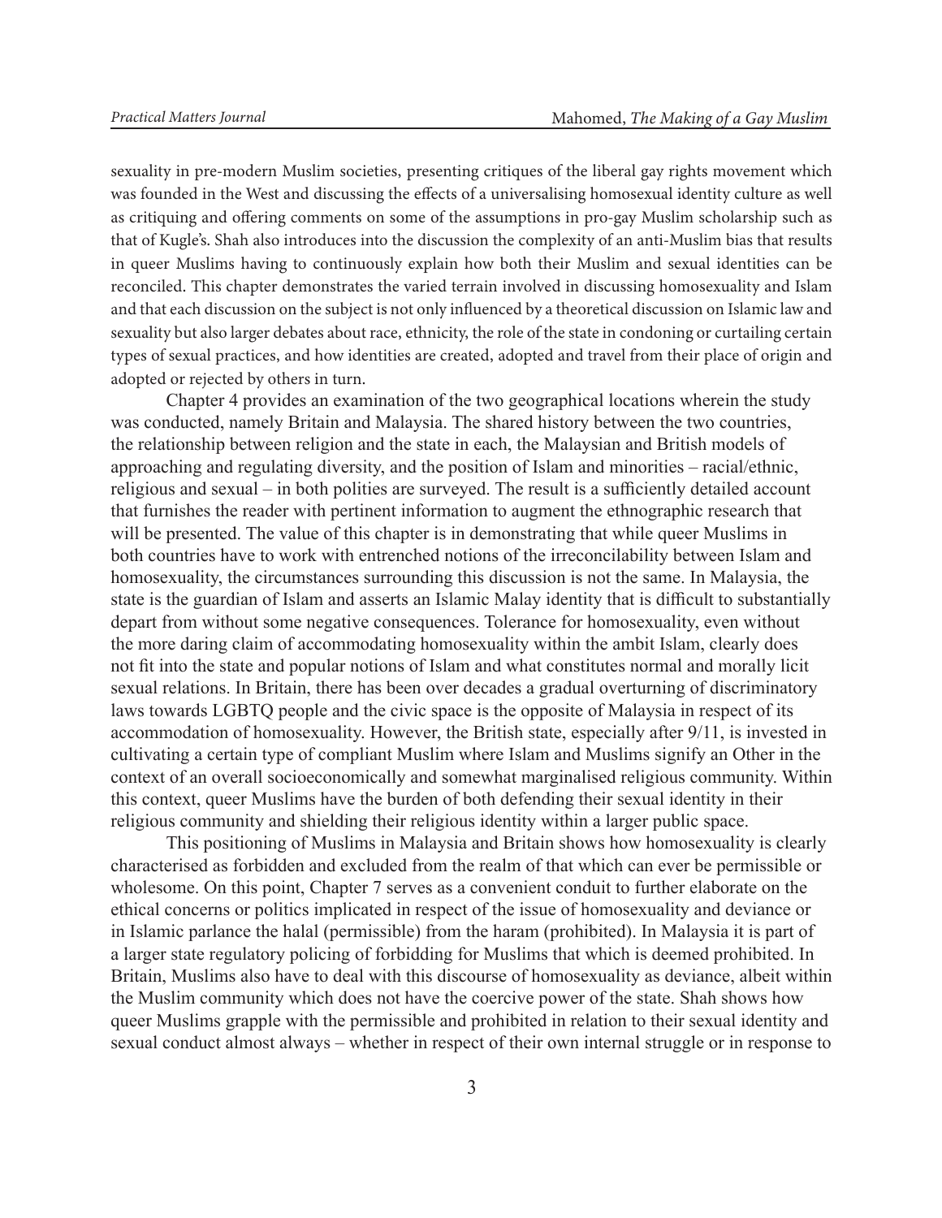sexuality in pre-modern Muslim societies, presenting critiques of the liberal gay rights movement which was founded in the West and discussing the effects of a universalising homosexual identity culture as well as critiquing and offering comments on some of the assumptions in pro-gay Muslim scholarship such as that of Kugle's. Shah also introduces into the discussion the complexity of an anti-Muslim bias that results in queer Muslims having to continuously explain how both their Muslim and sexual identities can be reconciled. This chapter demonstrates the varied terrain involved in discussing homosexuality and Islam and that each discussion on the subject is not only influenced by a theoretical discussion on Islamic law and sexuality but also larger debates about race, ethnicity, the role of the state in condoning or curtailing certain types of sexual practices, and how identities are created, adopted and travel from their place of origin and adopted or rejected by others in turn.

Chapter 4 provides an examination of the two geographical locations wherein the study was conducted, namely Britain and Malaysia. The shared history between the two countries, the relationship between religion and the state in each, the Malaysian and British models of approaching and regulating diversity, and the position of Islam and minorities – racial/ethnic, religious and sexual – in both polities are surveyed. The result is a sufficiently detailed account that furnishes the reader with pertinent information to augment the ethnographic research that will be presented. The value of this chapter is in demonstrating that while queer Muslims in both countries have to work with entrenched notions of the irreconcilability between Islam and homosexuality, the circumstances surrounding this discussion is not the same. In Malaysia, the state is the guardian of Islam and asserts an Islamic Malay identity that is difficult to substantially depart from without some negative consequences. Tolerance for homosexuality, even without the more daring claim of accommodating homosexuality within the ambit Islam, clearly does not fit into the state and popular notions of Islam and what constitutes normal and morally licit sexual relations. In Britain, there has been over decades a gradual overturning of discriminatory laws towards LGBTQ people and the civic space is the opposite of Malaysia in respect of its accommodation of homosexuality. However, the British state, especially after 9/11, is invested in cultivating a certain type of compliant Muslim where Islam and Muslims signify an Other in the context of an overall socioeconomically and somewhat marginalised religious community. Within this context, queer Muslims have the burden of both defending their sexual identity in their religious community and shielding their religious identity within a larger public space.

This positioning of Muslims in Malaysia and Britain shows how homosexuality is clearly characterised as forbidden and excluded from the realm of that which can ever be permissible or wholesome. On this point, Chapter 7 serves as a convenient conduit to further elaborate on the ethical concerns or politics implicated in respect of the issue of homosexuality and deviance or in Islamic parlance the halal (permissible) from the haram (prohibited). In Malaysia it is part of a larger state regulatory policing of forbidding for Muslims that which is deemed prohibited. In Britain, Muslims also have to deal with this discourse of homosexuality as deviance, albeit within the Muslim community which does not have the coercive power of the state. Shah shows how queer Muslims grapple with the permissible and prohibited in relation to their sexual identity and sexual conduct almost always – whether in respect of their own internal struggle or in response to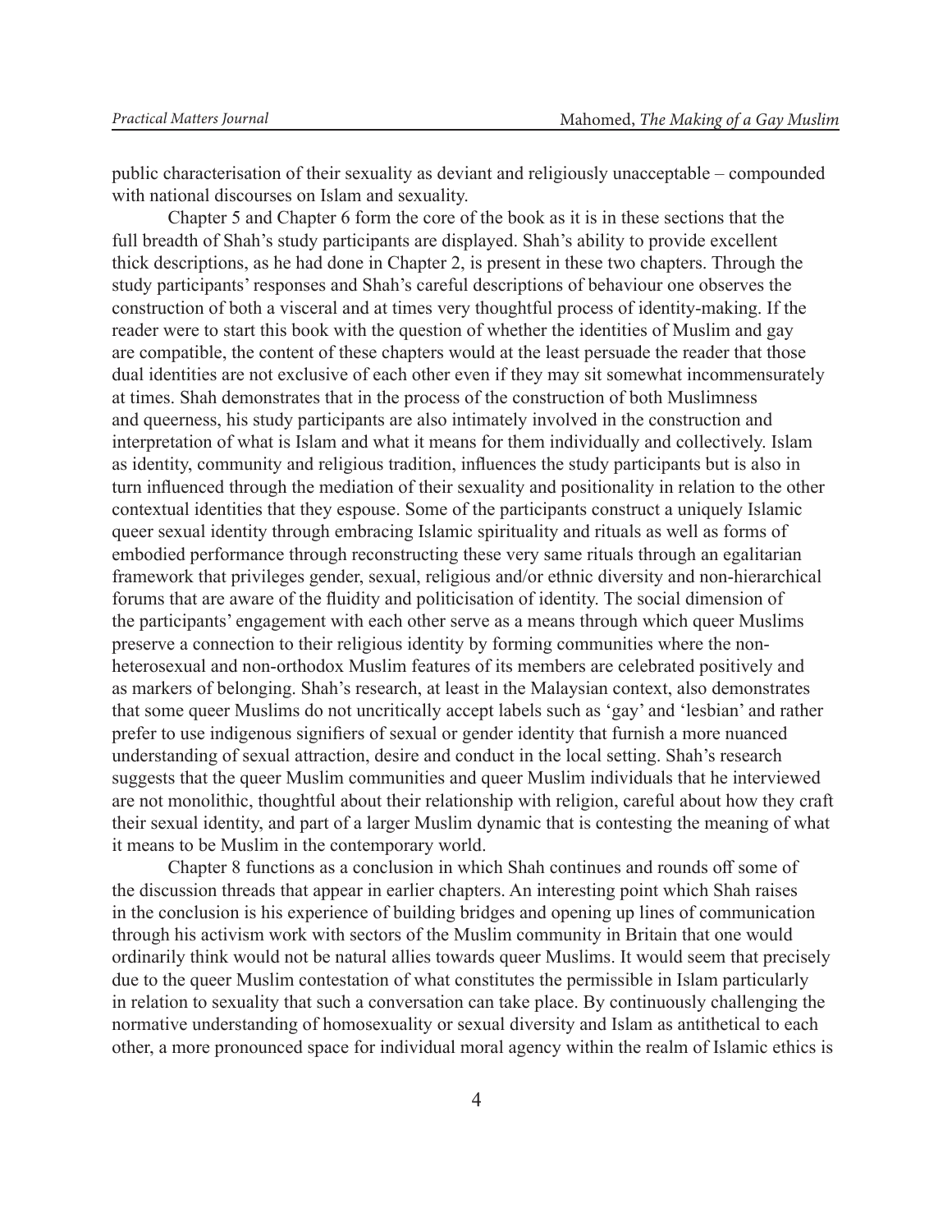public characterisation of their sexuality as deviant and religiously unacceptable – compounded with national discourses on Islam and sexuality.

Chapter 5 and Chapter 6 form the core of the book as it is in these sections that the full breadth of Shah's study participants are displayed. Shah's ability to provide excellent thick descriptions, as he had done in Chapter 2, is present in these two chapters. Through the study participants' responses and Shah's careful descriptions of behaviour one observes the construction of both a visceral and at times very thoughtful process of identity-making. If the reader were to start this book with the question of whether the identities of Muslim and gay are compatible, the content of these chapters would at the least persuade the reader that those dual identities are not exclusive of each other even if they may sit somewhat incommensurately at times. Shah demonstrates that in the process of the construction of both Muslimness and queerness, his study participants are also intimately involved in the construction and interpretation of what is Islam and what it means for them individually and collectively. Islam as identity, community and religious tradition, influences the study participants but is also in turn influenced through the mediation of their sexuality and positionality in relation to the other contextual identities that they espouse. Some of the participants construct a uniquely Islamic queer sexual identity through embracing Islamic spirituality and rituals as well as forms of embodied performance through reconstructing these very same rituals through an egalitarian framework that privileges gender, sexual, religious and/or ethnic diversity and non-hierarchical forums that are aware of the fluidity and politicisation of identity. The social dimension of the participants' engagement with each other serve as a means through which queer Muslims preserve a connection to their religious identity by forming communities where the non-heterosexual and non-orthodox Muslim features of its members are celebrated positively and as markers of belonging. Shah's research, at least in the Malaysian context, also demonstrates that some queer Muslims do not uncritically accept labels such as 'gay' and 'lesbian' and rather prefer to use indigenous signifiers of sexual or gender identity that furnish a more nuanced understanding of sexual attraction, desire and conduct in the local setting. Shah's research suggests that the queer Muslim communities and queer Muslim individuals that he interviewed are not monolithic, thoughtful about their relationship with religion, careful about how they craft their sexual identity, and part of a larger Muslim dynamic that is contesting the meaning of what it means to be Muslim in the contemporary world.

Chapter 8 functions as a conclusion in which Shah continues and rounds off some of the discussion threads that appear in earlier chapters. An interesting point which Shah raises in the conclusion is his experience of building bridges and opening up lines of communication through his activism work with sectors of the Muslim community in Britain that one would ordinarily think would not be natural allies towards queer Muslims. It would seem that precisely due to the queer Muslim contestation of what constitutes the permissible in Islam particularly in relation to sexuality that such a conversation can take place. By continuously challenging the normative understanding of homosexuality or sexual diversity and Islam as antithetical to each other, a more pronounced space for individual moral agency within the realm of Islamic ethics is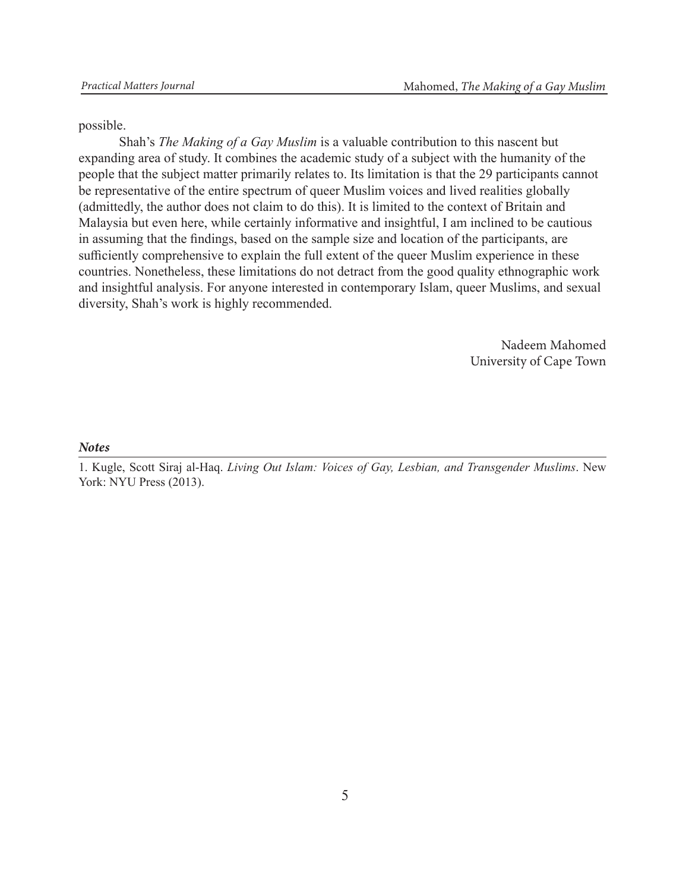possible.

Shah's *The Making of a Gay Muslim* is a valuable contribution to this nascent but expanding area of study. It combines the academic study of a subject with the humanity of the people that the subject matter primarily relates to. Its limitation is that the 29 participants cannot be representative of the entire spectrum of queer Muslim voices and lived realities globally (admittedly, the author does not claim to do this). It is limited to the context of Britain and Malaysia but even here, while certainly informative and insightful, I am inclined to be cautious in assuming that the findings, based on the sample size and location of the participants, are sufficiently comprehensive to explain the full extent of the queer Muslim experience in these countries. Nonetheless, these limitations do not detract from the good quality ethnographic work and insightful analysis. For anyone interested in contemporary Islam, queer Muslims, and sexual diversity, Shah's work is highly recommended.

Nadeem Mahomed
University of Cape Town

***Notes***

1. Kugle, Scott Siraj al-Haq. *Living Out Islam: Voices of Gay, Lesbian, and Transgender Muslims*. New York: NYU Press (2013).